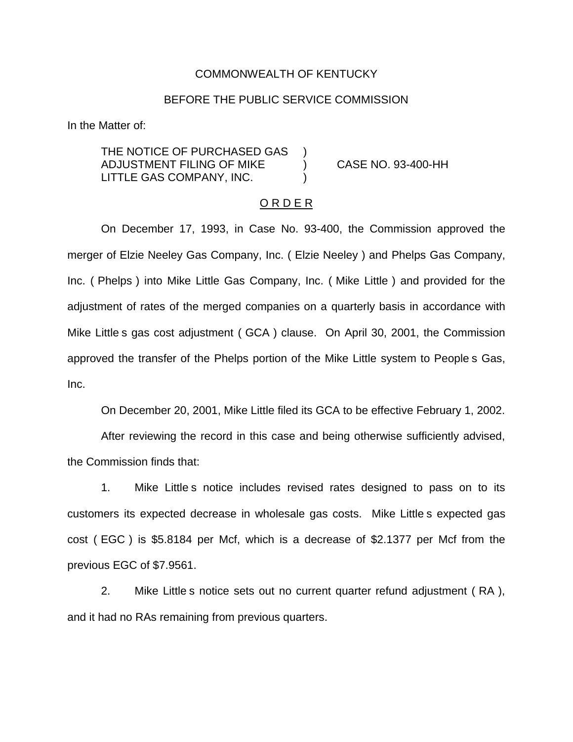COMMONWEALTH OF KENTUCKY

BEFORE THE PUBLIC SERVICE COMMISSION

In the Matter of:

THE NOTICE OF PURCHASED GAS ADJUSTMENT FILING OF MIKE LITTLE GAS COMPANY, INC. ) CASE NO. 93-400-HH

O R D E R

On December 17, 1993, in Case No. 93-400, the Commission approved the merger of Elzie Neeley Gas Company, Inc. ( Elzie Neeley ) and Phelps Gas Company, Inc. ( Phelps ) into Mike Little Gas Company, Inc. ( Mike Little ) and provided for the adjustment of rates of the merged companies on a quarterly basis in accordance with Mike Little s gas cost adjustment ( GCA ) clause. On April 30, 2001, the Commission approved the transfer of the Phelps portion of the Mike Little system to People s Gas, Inc.

On December 20, 2001, Mike Little filed its GCA to be effective February 1, 2002.

After reviewing the record in this case and being otherwise sufficiently advised, the Commission finds that:

1. Mike Little s notice includes revised rates designed to pass on to its customers its expected decrease in wholesale gas costs. Mike Little s expected gas cost ( EGC ) is $5.8184 per Mcf, which is a decrease of $2.1377 per Mcf from the previous EGC of $7.9561.

2. Mike Little s notice sets out no current quarter refund adjustment ( RA ), and it had no RAs remaining from previous quarters.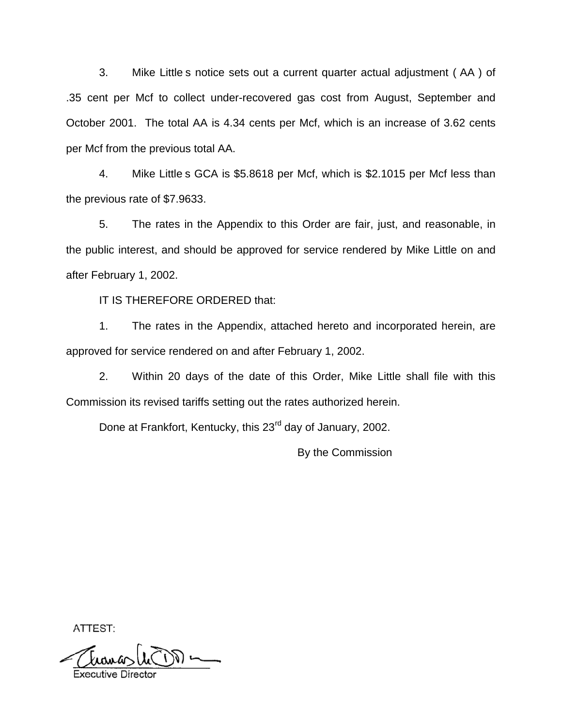3. Mike Little s notice sets out a current quarter actual adjustment ( AA ) of .35 cent per Mcf to collect under-recovered gas cost from August, September and October 2001. The total AA is 4.34 cents per Mcf, which is an increase of 3.62 cents per Mcf from the previous total AA.

4. Mike Little s GCA is $5.8618 per Mcf, which is $2.1015 per Mcf less than the previous rate of $7.9633.

5. The rates in the Appendix to this Order are fair, just, and reasonable, in the public interest, and should be approved for service rendered by Mike Little on and after February 1, 2002.

IT IS THEREFORE ORDERED that:

1. The rates in the Appendix, attached hereto and incorporated herein, are approved for service rendered on and after February 1, 2002.

2. Within 20 days of the date of this Order, Mike Little shall file with this Commission its revised tariffs setting out the rates authorized herein.

Done at Frankfort, Kentucky, this 23rd day of January, 2002.

By the Commission

ATTEST:

Executive Director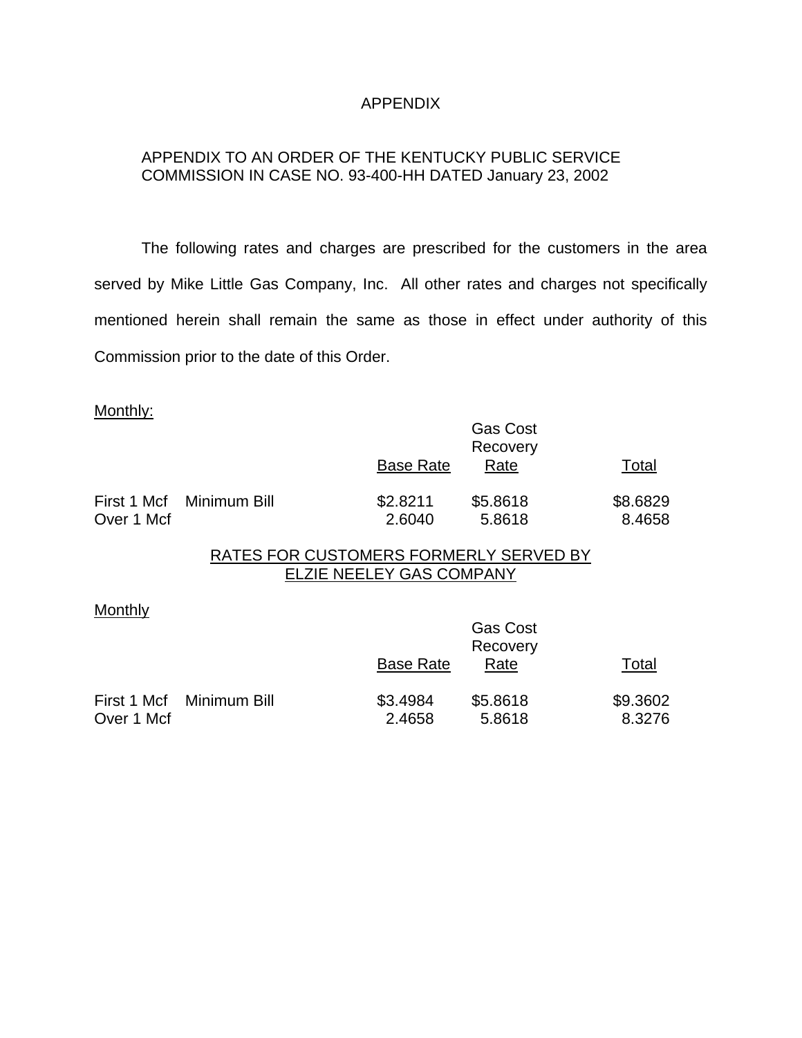# APPENDIX

APPENDIX TO AN ORDER OF THE KENTUCKY PUBLIC SERVICE COMMISSION IN CASE NO. 93-400-HH DATED January 23, 2002

The following rates and charges are prescribed for the customers in the area served by Mike Little Gas Company, Inc. All other rates and charges not specifically mentioned herein shall remain the same as those in effect under authority of this Commission prior to the date of this Order.

Monthly:

| | | Base Rate | Gas Cost Recovery Rate | Total |
|---|---|---|---|---|
| First 1 Mcf | Minimum Bill | $2.8211 | $5.8618 | $8.6829 |
| Over 1 Mcf | | 2.6040 | 5.8618 | 8.4658 |

RATES FOR CUSTOMERS FORMERLY SERVED BY ELZIE NEELEY GAS COMPANY

Monthly

| | | Base Rate | Gas Cost Recovery Rate | Total |
|---|---|---|---|---|
| First 1 Mcf | Minimum Bill | $3.4984 | $5.8618 | $9.3602 |
| Over 1 Mcf | | 2.4658 | 5.8618 | 8.3276 |